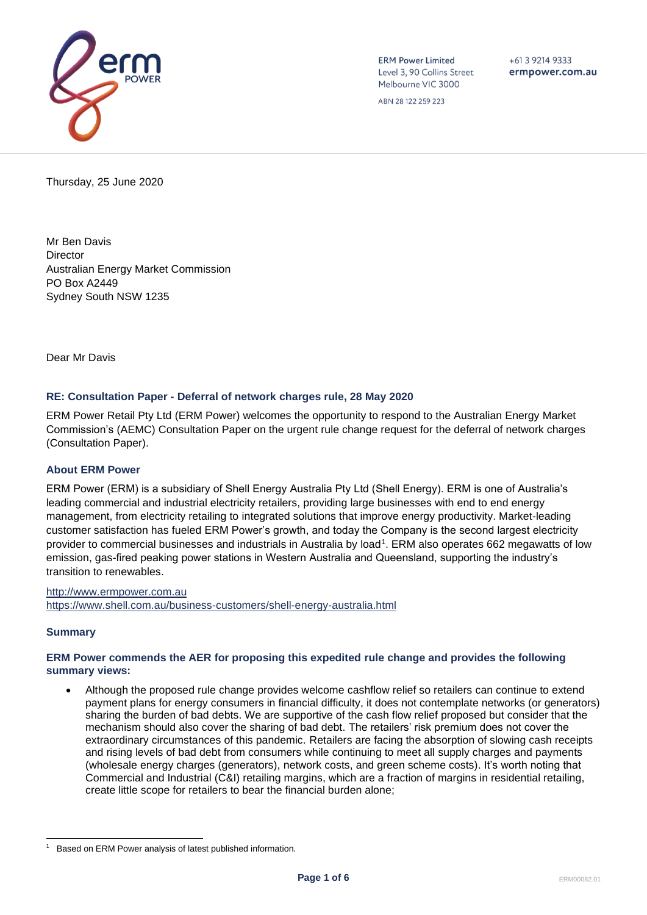ERM Power Limited
Level 3, 90 Collins Street
Melbourne VIC 3000

ABN 28 122 259 223

+61 3 9214 9333
ermpower.com.au

Thursday, 25 June 2020

Mr Ben Davis
Director
Australian Energy Market Commission
PO Box A2449
Sydney South NSW 1235

Dear Mr Davis

**RE: Consultation Paper - Deferral of network charges rule, 28 May 2020**

ERM Power Retail Pty Ltd (ERM Power) welcomes the opportunity to respond to the Australian Energy Market Commission's (AEMC) Consultation Paper on the urgent rule change request for the deferral of network charges (Consultation Paper).

## About ERM Power

ERM Power (ERM) is a subsidiary of Shell Energy Australia Pty Ltd (Shell Energy). ERM is one of Australia's leading commercial and industrial electricity retailers, providing large businesses with end to end energy management, from electricity retailing to integrated solutions that improve energy productivity. Market-leading customer satisfaction has fueled ERM Power's growth, and today the Company is the second largest electricity provider to commercial businesses and industrials in Australia by load[1]. ERM also operates 662 megawatts of low emission, gas-fired peaking power stations in Western Australia and Queensland, supporting the industry's transition to renewables.

http://www.ermpower.com.au
https://www.shell.com.au/business-customers/shell-energy-australia.html

## Summary

### ERM Power commends the AER for proposing this expedited rule change and provides the following summary views:

- Although the proposed rule change provides welcome cashflow relief so retailers can continue to extend payment plans for energy consumers in financial difficulty, it does not contemplate networks (or generators) sharing the burden of bad debts. We are supportive of the cash flow relief proposed but consider that the mechanism should also cover the sharing of bad debt. The retailers' risk premium does not cover the extraordinary circumstances of this pandemic. Retailers are facing the absorption of slowing cash receipts and rising levels of bad debt from consumers while continuing to meet all supply charges and payments (wholesale energy charges (generators), network costs, and green scheme costs). It's worth noting that Commercial and Industrial (C&I) retailing margins, which are a fraction of margins in residential retailing, create little scope for retailers to bear the financial burden alone;

[1] Based on ERM Power analysis of latest published information.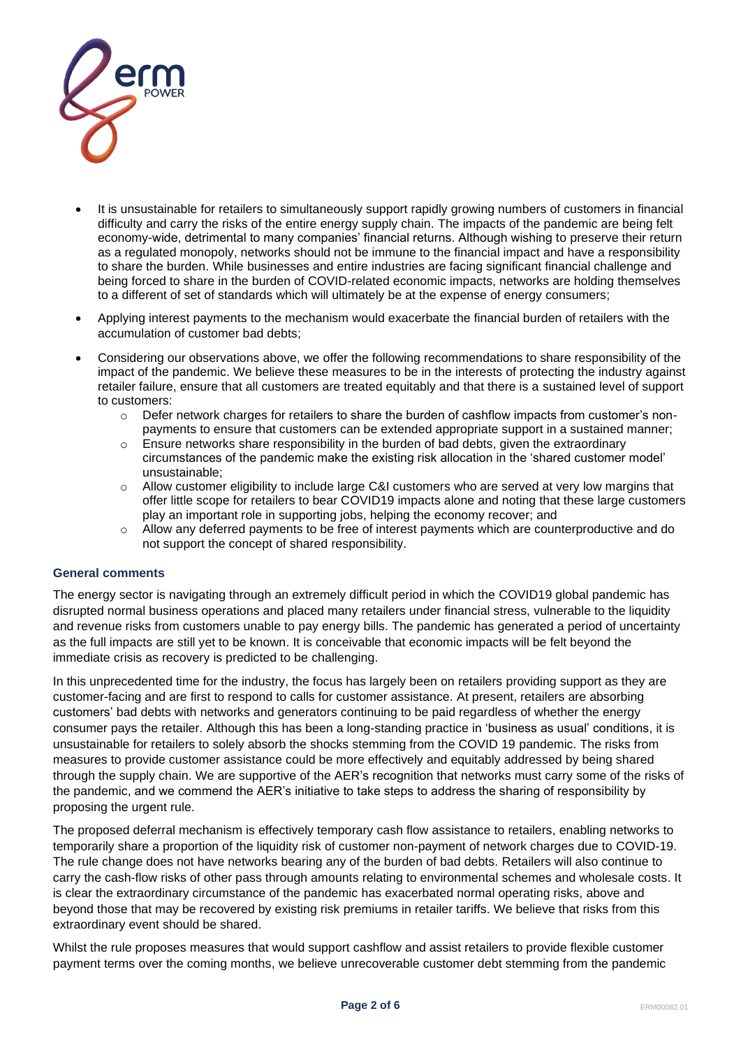- It is unsustainable for retailers to simultaneously support rapidly growing numbers of customers in financial difficulty and carry the risks of the entire energy supply chain. The impacts of the pandemic are being felt economy-wide, detrimental to many companies' financial returns. Although wishing to preserve their return as a regulated monopoly, networks should not be immune to the financial impact and have a responsibility to share the burden. While businesses and entire industries are facing significant financial challenge and being forced to share in the burden of COVID-related economic impacts, networks are holding themselves to a different of set of standards which will ultimately be at the expense of energy consumers;
- Applying interest payments to the mechanism would exacerbate the financial burden of retailers with the accumulation of customer bad debts;
- Considering our observations above, we offer the following recommendations to share responsibility of the impact of the pandemic. We believe these measures to be in the interests of protecting the industry against retailer failure, ensure that all customers are treated equitably and that there is a sustained level of support to customers:
  - Defer network charges for retailers to share the burden of cashflow impacts from customer's non-payments to ensure that customers can be extended appropriate support in a sustained manner;
  - Ensure networks share responsibility in the burden of bad debts, given the extraordinary circumstances of the pandemic make the existing risk allocation in the 'shared customer model' unsustainable;
  - Allow customer eligibility to include large C&I customers who are served at very low margins that offer little scope for retailers to bear COVID19 impacts alone and noting that these large customers play an important role in supporting jobs, helping the economy recover; and
  - Allow any deferred payments to be free of interest payments which are counterproductive and do not support the concept of shared responsibility.

### General comments

The energy sector is navigating through an extremely difficult period in which the COVID19 global pandemic has disrupted normal business operations and placed many retailers under financial stress, vulnerable to the liquidity and revenue risks from customers unable to pay energy bills. The pandemic has generated a period of uncertainty as the full impacts are still yet to be known. It is conceivable that economic impacts will be felt beyond the immediate crisis as recovery is predicted to be challenging.

In this unprecedented time for the industry, the focus has largely been on retailers providing support as they are customer-facing and are first to respond to calls for customer assistance. At present, retailers are absorbing customers' bad debts with networks and generators continuing to be paid regardless of whether the energy consumer pays the retailer. Although this has been a long-standing practice in 'business as usual' conditions, it is unsustainable for retailers to solely absorb the shocks stemming from the COVID 19 pandemic. The risks from measures to provide customer assistance could be more effectively and equitably addressed by being shared through the supply chain. We are supportive of the AER's recognition that networks must carry some of the risks of the pandemic, and we commend the AER's initiative to take steps to address the sharing of responsibility by proposing the urgent rule.

The proposed deferral mechanism is effectively temporary cash flow assistance to retailers, enabling networks to temporarily share a proportion of the liquidity risk of customer non-payment of network charges due to COVID-19. The rule change does not have networks bearing any of the burden of bad debts. Retailers will also continue to carry the cash-flow risks of other pass through amounts relating to environmental schemes and wholesale costs. It is clear the extraordinary circumstance of the pandemic has exacerbated normal operating risks, above and beyond those that may be recovered by existing risk premiums in retailer tariffs. We believe that risks from this extraordinary event should be shared.

Whilst the rule proposes measures that would support cashflow and assist retailers to provide flexible customer payment terms over the coming months, we believe unrecoverable customer debt stemming from the pandemic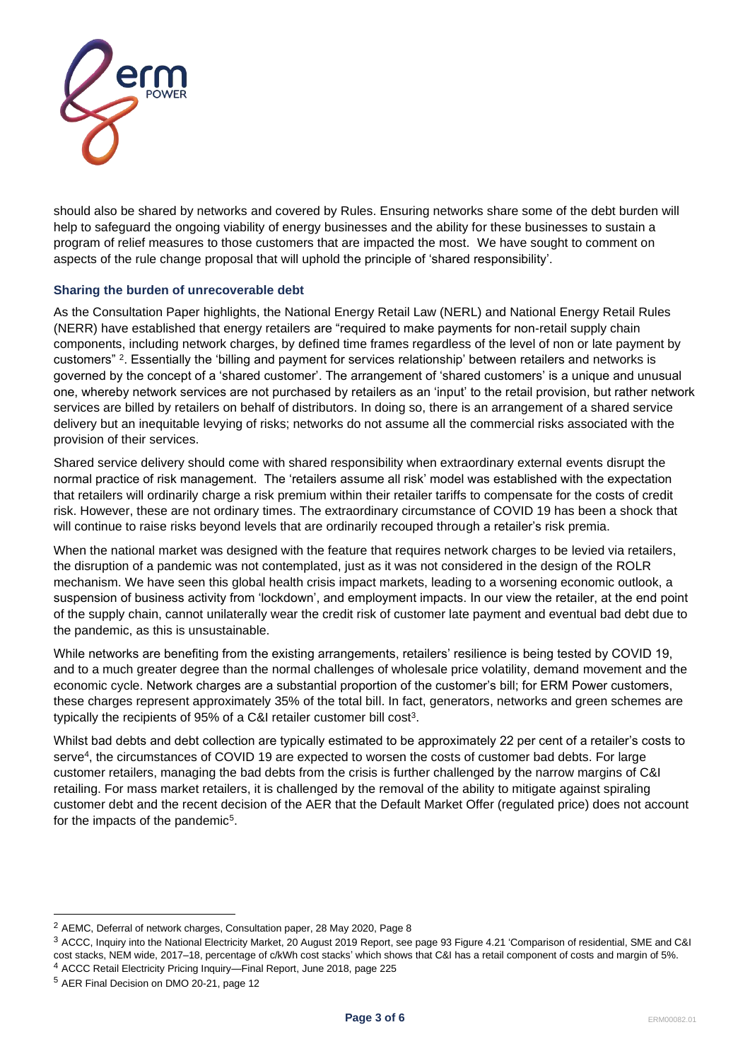should also be shared by networks and covered by Rules. Ensuring networks share some of the debt burden will help to safeguard the ongoing viability of energy businesses and the ability for these businesses to sustain a program of relief measures to those customers that are impacted the most. We have sought to comment on aspects of the rule change proposal that will uphold the principle of 'shared responsibility'.

### Sharing the burden of unrecoverable debt

As the Consultation Paper highlights, the National Energy Retail Law (NERL) and National Energy Retail Rules (NERR) have established that energy retailers are "required to make payments for non-retail supply chain components, including network charges, by defined time frames regardless of the level of non or late payment by customers" [2]. Essentially the 'billing and payment for services relationship' between retailers and networks is governed by the concept of a 'shared customer'. The arrangement of 'shared customers' is a unique and unusual one, whereby network services are not purchased by retailers as an 'input' to the retail provision, but rather network services are billed by retailers on behalf of distributors. In doing so, there is an arrangement of a shared service delivery but an inequitable levying of risks; networks do not assume all the commercial risks associated with the provision of their services.

Shared service delivery should come with shared responsibility when extraordinary external events disrupt the normal practice of risk management. The 'retailers assume all risk' model was established with the expectation that retailers will ordinarily charge a risk premium within their retailer tariffs to compensate for the costs of credit risk. However, these are not ordinary times. The extraordinary circumstance of COVID 19 has been a shock that will continue to raise risks beyond levels that are ordinarily recouped through a retailer's risk premia.

When the national market was designed with the feature that requires network charges to be levied via retailers, the disruption of a pandemic was not contemplated, just as it was not considered in the design of the ROLR mechanism. We have seen this global health crisis impact markets, leading to a worsening economic outlook, a suspension of business activity from 'lockdown', and employment impacts. In our view the retailer, at the end point of the supply chain, cannot unilaterally wear the credit risk of customer late payment and eventual bad debt due to the pandemic, as this is unsustainable.

While networks are benefiting from the existing arrangements, retailers' resilience is being tested by COVID 19, and to a much greater degree than the normal challenges of wholesale price volatility, demand movement and the economic cycle. Network charges are a substantial proportion of the customer's bill; for ERM Power customers, these charges represent approximately 35% of the total bill. In fact, generators, networks and green schemes are typically the recipients of 95% of a C&I retailer customer bill cost[3].

Whilst bad debts and debt collection are typically estimated to be approximately 22 per cent of a retailer's costs to serve[4], the circumstances of COVID 19 are expected to worsen the costs of customer bad debts. For large customer retailers, managing the bad debts from the crisis is further challenged by the narrow margins of C&I retailing. For mass market retailers, it is challenged by the removal of the ability to mitigate against spiraling customer debt and the recent decision of the AER that the Default Market Offer (regulated price) does not account for the impacts of the pandemic[5].

---

[2] AEMC, Deferral of network charges, Consultation paper, 28 May 2020, Page 8

[3] ACCC, Inquiry into the National Electricity Market, 20 August 2019 Report, see page 93 Figure 4.21 'Comparison of residential, SME and C&I cost stacks, NEM wide, 2017–18, percentage of c/kWh cost stacks' which shows that C&I has a retail component of costs and margin of 5%.

[4] ACCC Retail Electricity Pricing Inquiry—Final Report, June 2018, page 225

[5] AER Final Decision on DMO 20-21, page 12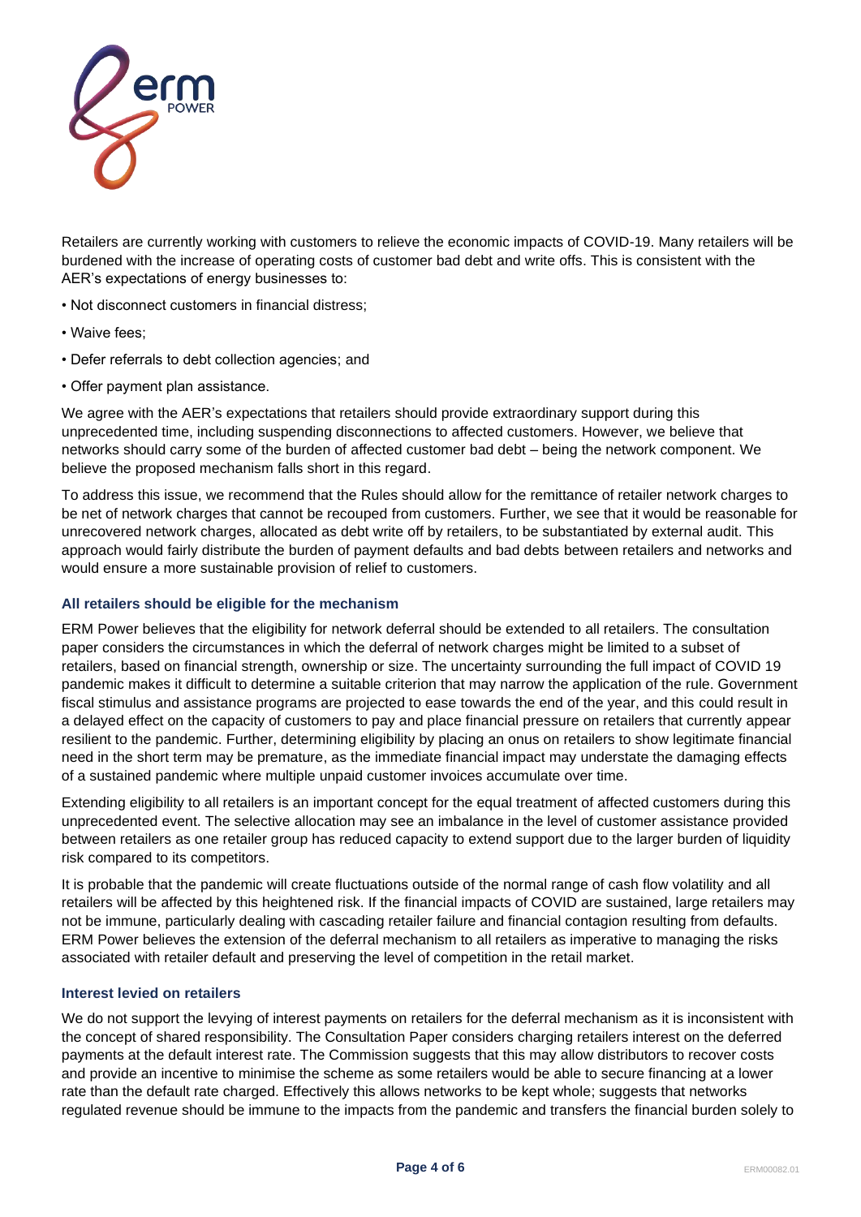Retailers are currently working with customers to relieve the economic impacts of COVID-19. Many retailers will be burdened with the increase of operating costs of customer bad debt and write offs. This is consistent with the AER's expectations of energy businesses to:

- Not disconnect customers in financial distress;
- Waive fees;
- Defer referrals to debt collection agencies; and
- Offer payment plan assistance.

We agree with the AER's expectations that retailers should provide extraordinary support during this unprecedented time, including suspending disconnections to affected customers. However, we believe that networks should carry some of the burden of affected customer bad debt – being the network component. We believe the proposed mechanism falls short in this regard.

To address this issue, we recommend that the Rules should allow for the remittance of retailer network charges to be net of network charges that cannot be recouped from customers. Further, we see that it would be reasonable for unrecovered network charges, allocated as debt write off by retailers, to be substantiated by external audit. This approach would fairly distribute the burden of payment defaults and bad debts between retailers and networks and would ensure a more sustainable provision of relief to customers.

### All retailers should be eligible for the mechanism

ERM Power believes that the eligibility for network deferral should be extended to all retailers. The consultation paper considers the circumstances in which the deferral of network charges might be limited to a subset of retailers, based on financial strength, ownership or size. The uncertainty surrounding the full impact of COVID 19 pandemic makes it difficult to determine a suitable criterion that may narrow the application of the rule. Government fiscal stimulus and assistance programs are projected to ease towards the end of the year, and this could result in a delayed effect on the capacity of customers to pay and place financial pressure on retailers that currently appear resilient to the pandemic. Further, determining eligibility by placing an onus on retailers to show legitimate financial need in the short term may be premature, as the immediate financial impact may understate the damaging effects of a sustained pandemic where multiple unpaid customer invoices accumulate over time.

Extending eligibility to all retailers is an important concept for the equal treatment of affected customers during this unprecedented event. The selective allocation may see an imbalance in the level of customer assistance provided between retailers as one retailer group has reduced capacity to extend support due to the larger burden of liquidity risk compared to its competitors.

It is probable that the pandemic will create fluctuations outside of the normal range of cash flow volatility and all retailers will be affected by this heightened risk. If the financial impacts of COVID are sustained, large retailers may not be immune, particularly dealing with cascading retailer failure and financial contagion resulting from defaults. ERM Power believes the extension of the deferral mechanism to all retailers as imperative to managing the risks associated with retailer default and preserving the level of competition in the retail market.

### Interest levied on retailers

We do not support the levying of interest payments on retailers for the deferral mechanism as it is inconsistent with the concept of shared responsibility. The Consultation Paper considers charging retailers interest on the deferred payments at the default interest rate. The Commission suggests that this may allow distributors to recover costs and provide an incentive to minimise the scheme as some retailers would be able to secure financing at a lower rate than the default rate charged. Effectively this allows networks to be kept whole; suggests that networks regulated revenue should be immune to the impacts from the pandemic and transfers the financial burden solely to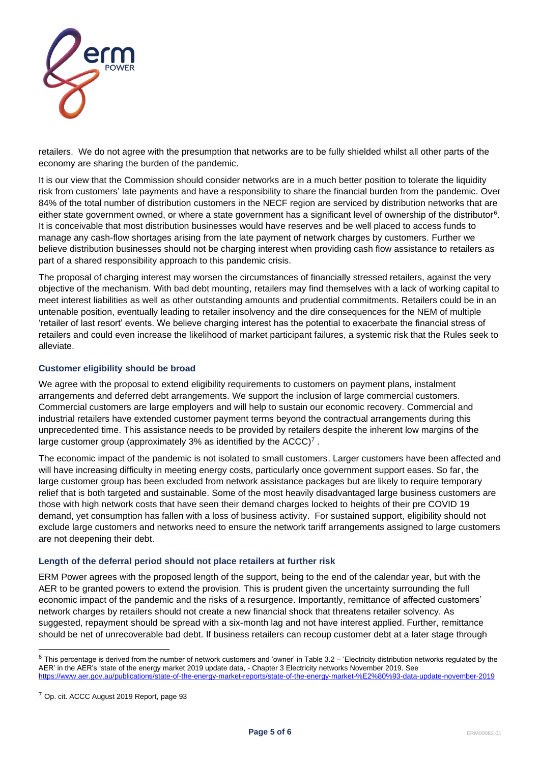retailers. We do not agree with the presumption that networks are to be fully shielded whilst all other parts of the economy are sharing the burden of the pandemic.

It is our view that the Commission should consider networks are in a much better position to tolerate the liquidity risk from customers' late payments and have a responsibility to share the financial burden from the pandemic. Over 84% of the total number of distribution customers in the NECF region are serviced by distribution networks that are either state government owned, or where a state government has a significant level of ownership of the distributor[6]. It is conceivable that most distribution businesses would have reserves and be well placed to access funds to manage any cash-flow shortages arising from the late payment of network charges by customers. Further we believe distribution businesses should not be charging interest when providing cash flow assistance to retailers as part of a shared responsibility approach to this pandemic crisis.

The proposal of charging interest may worsen the circumstances of financially stressed retailers, against the very objective of the mechanism. With bad debt mounting, retailers may find themselves with a lack of working capital to meet interest liabilities as well as other outstanding amounts and prudential commitments. Retailers could be in an untenable position, eventually leading to retailer insolvency and the dire consequences for the NEM of multiple 'retailer of last resort' events. We believe charging interest has the potential to exacerbate the financial stress of retailers and could even increase the likelihood of market participant failures, a systemic risk that the Rules seek to alleviate.

### Customer eligibility should be broad

We agree with the proposal to extend eligibility requirements to customers on payment plans, instalment arrangements and deferred debt arrangements. We support the inclusion of large commercial customers. Commercial customers are large employers and will help to sustain our economic recovery. Commercial and industrial retailers have extended customer payment terms beyond the contractual arrangements during this unprecedented time. This assistance needs to be provided by retailers despite the inherent low margins of the large customer group (approximately 3% as identified by the ACCC)[7].

The economic impact of the pandemic is not isolated to small customers. Larger customers have been affected and will have increasing difficulty in meeting energy costs, particularly once government support eases. So far, the large customer group has been excluded from network assistance packages but are likely to require temporary relief that is both targeted and sustainable. Some of the most heavily disadvantaged large business customers are those with high network costs that have seen their demand charges locked to heights of their pre COVID 19 demand, yet consumption has fallen with a loss of business activity. For sustained support, eligibility should not exclude large customers and networks need to ensure the network tariff arrangements assigned to large customers are not deepening their debt.

### Length of the deferral period should not place retailers at further risk

ERM Power agrees with the proposed length of the support, being to the end of the calendar year, but with the AER to be granted powers to extend the provision. This is prudent given the uncertainty surrounding the full economic impact of the pandemic and the risks of a resurgence. Importantly, remittance of affected customers' network charges by retailers should not create a new financial shock that threatens retailer solvency. As suggested, repayment should be spread with a six-month lag and not have interest applied. Further, remittance should be net of unrecoverable bad debt. If business retailers can recoup customer debt at a later stage through

---

[6] This percentage is derived from the number of network customers and 'owner' in Table 3.2 – 'Electricity distribution networks regulated by the AER' in the AER's 'state of the energy market 2019 update data, - Chapter 3 Electricity networks November 2019. See https://www.aer.gov.au/publications/state-of-the-energy-market-reports/state-of-the-energy-market-%E2%80%93-data-update-november-2019

[7] Op. cit. ACCC August 2019 Report, page 93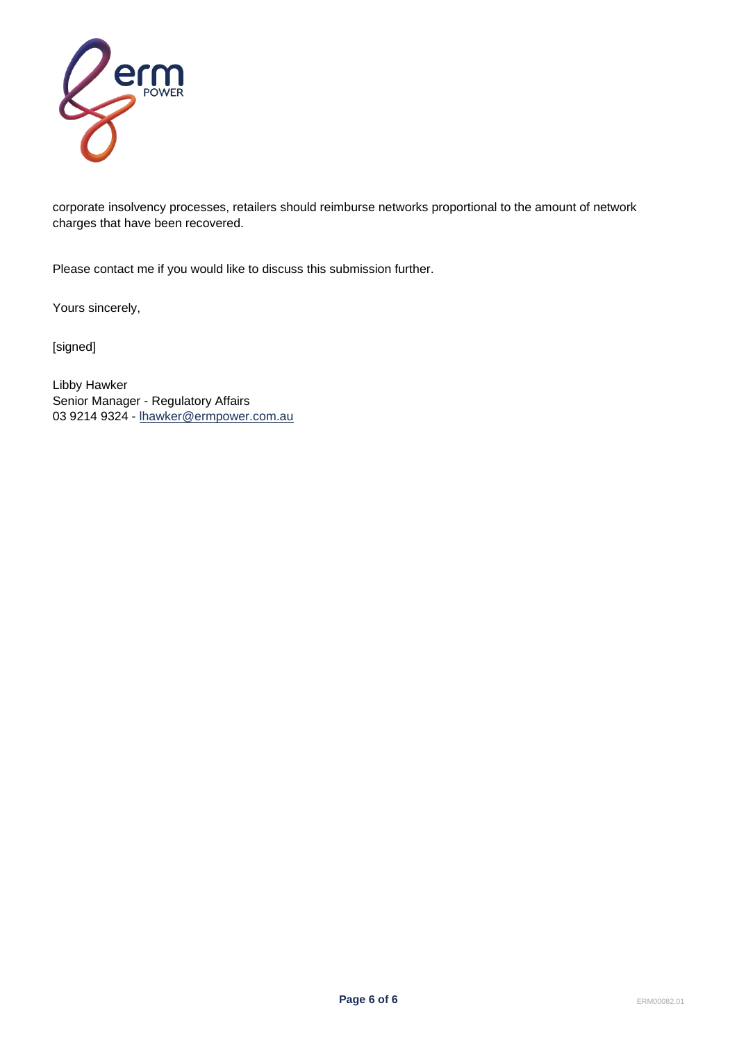corporate insolvency processes, retailers should reimburse networks proportional to the amount of network charges that have been recovered.

Please contact me if you would like to discuss this submission further.

Yours sincerely,

[signed]

Libby Hawker
Senior Manager - Regulatory Affairs
03 9214 9324 - lhawker@ermpower.com.au